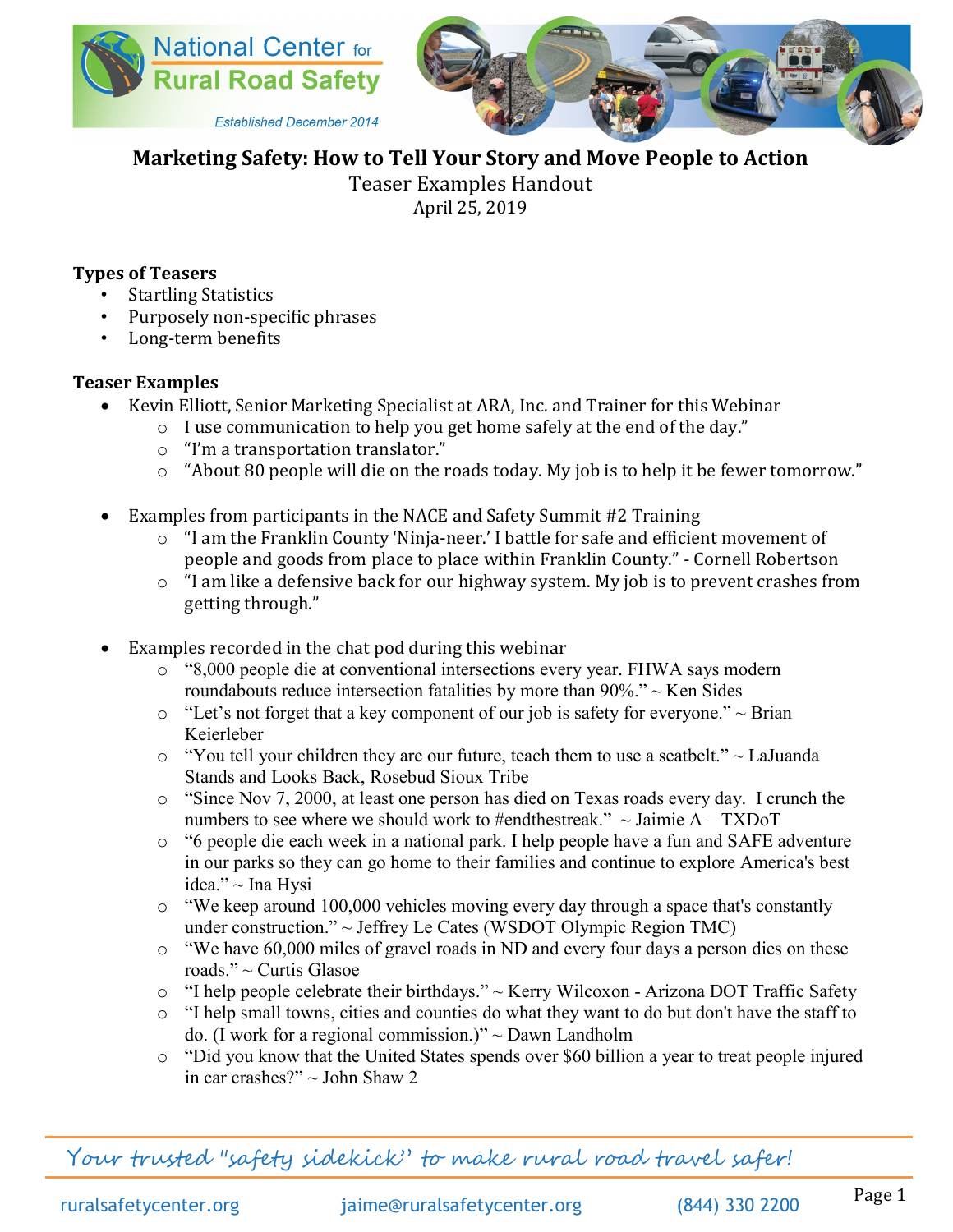National Center for Rural Road Safety

Established December 2014

# Marketing Safety: How to Tell Your Story and Move People to Action

Teaser Examples Handout

April 25, 2019

**Types of Teasers**

- Startling Statistics
- Purposely non-specific phrases
- Long-term benefits

**Teaser Examples**

- Kevin Elliott, Senior Marketing Specialist at ARA, Inc. and Trainer for this Webinar
  - I use communication to help you get home safely at the end of the day."
  - "I'm a transportation translator."
  - "About 80 people will die on the roads today. My job is to help it be fewer tomorrow."

- Examples from participants in the NACE and Safety Summit #2 Training
  - "I am the Franklin County 'Ninja-neer.' I battle for safe and efficient movement of people and goods from place to place within Franklin County." - Cornell Robertson
  - "I am like a defensive back for our highway system. My job is to prevent crashes from getting through."

- Examples recorded in the chat pod during this webinar
  - "8,000 people die at conventional intersections every year. FHWA says modern roundabouts reduce intersection fatalities by more than 90%." ~ Ken Sides
  - "Let's not forget that a key component of our job is safety for everyone." ~ Brian Keierleber
  - "You tell your children they are our future, teach them to use a seatbelt." ~ LaJuanda Stands and Looks Back, Rosebud Sioux Tribe
  - "Since Nov 7, 2000, at least one person has died on Texas roads every day. I crunch the numbers to see where we should work to #endthestreak." ~ Jaimie A – TXDoT
  - "6 people die each week in a national park. I help people have a fun and SAFE adventure in our parks so they can go home to their families and continue to explore America's best idea." ~ Ina Hysi
  - "We keep around 100,000 vehicles moving every day through a space that's constantly under construction." ~ Jeffrey Le Cates (WSDOT Olympic Region TMC)
  - "We have 60,000 miles of gravel roads in ND and every four days a person dies on these roads." ~ Curtis Glasoe
  - "I help people celebrate their birthdays." ~ Kerry Wilcoxon - Arizona DOT Traffic Safety
  - "I help small towns, cities and counties do what they want to do but don't have the staff to do. (I work for a regional commission.)" ~ Dawn Landholm
  - "Did you know that the United States spends over $60 billion a year to treat people injured in car crashes?" ~ John Shaw 2

*Your trusted "safety sidekick" to make rural road travel safer!*

ruralsafetycenter.org jaime@ruralsafetycenter.org (844) 330 2200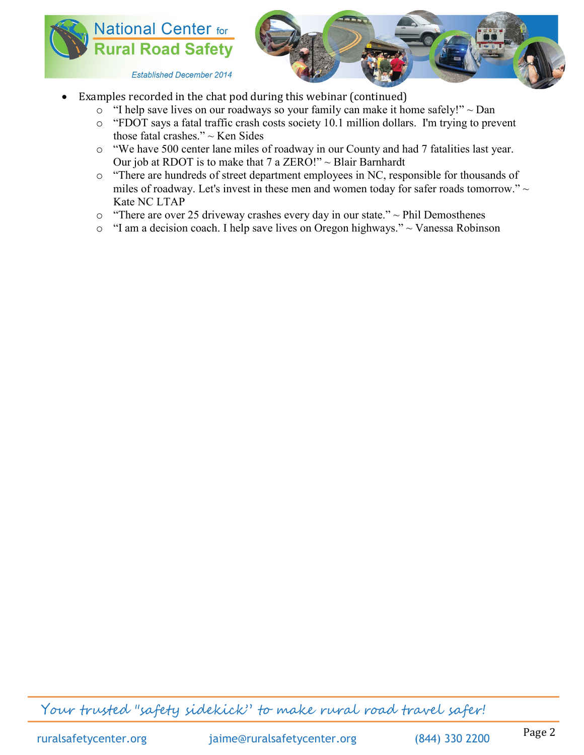- Examples recorded in the chat pod during this webinar (continued)
  - "I help save lives on our roadways so your family can make it home safely!" ~ Dan
  - "FDOT says a fatal traffic crash costs society 10.1 million dollars. I'm trying to prevent those fatal crashes." ~ Ken Sides
  - "We have 500 center lane miles of roadway in our County and had 7 fatalities last year. Our job at RDOT is to make that 7 a ZERO!" ~ Blair Barnhardt
  - "There are hundreds of street department employees in NC, responsible for thousands of miles of roadway. Let's invest in these men and women today for safer roads tomorrow." ~ Kate NC LTAP
  - "There are over 25 driveway crashes every day in our state." ~ Phil Demosthenes
  - "I am a decision coach. I help save lives on Oregon highways." ~ Vanessa Robinson